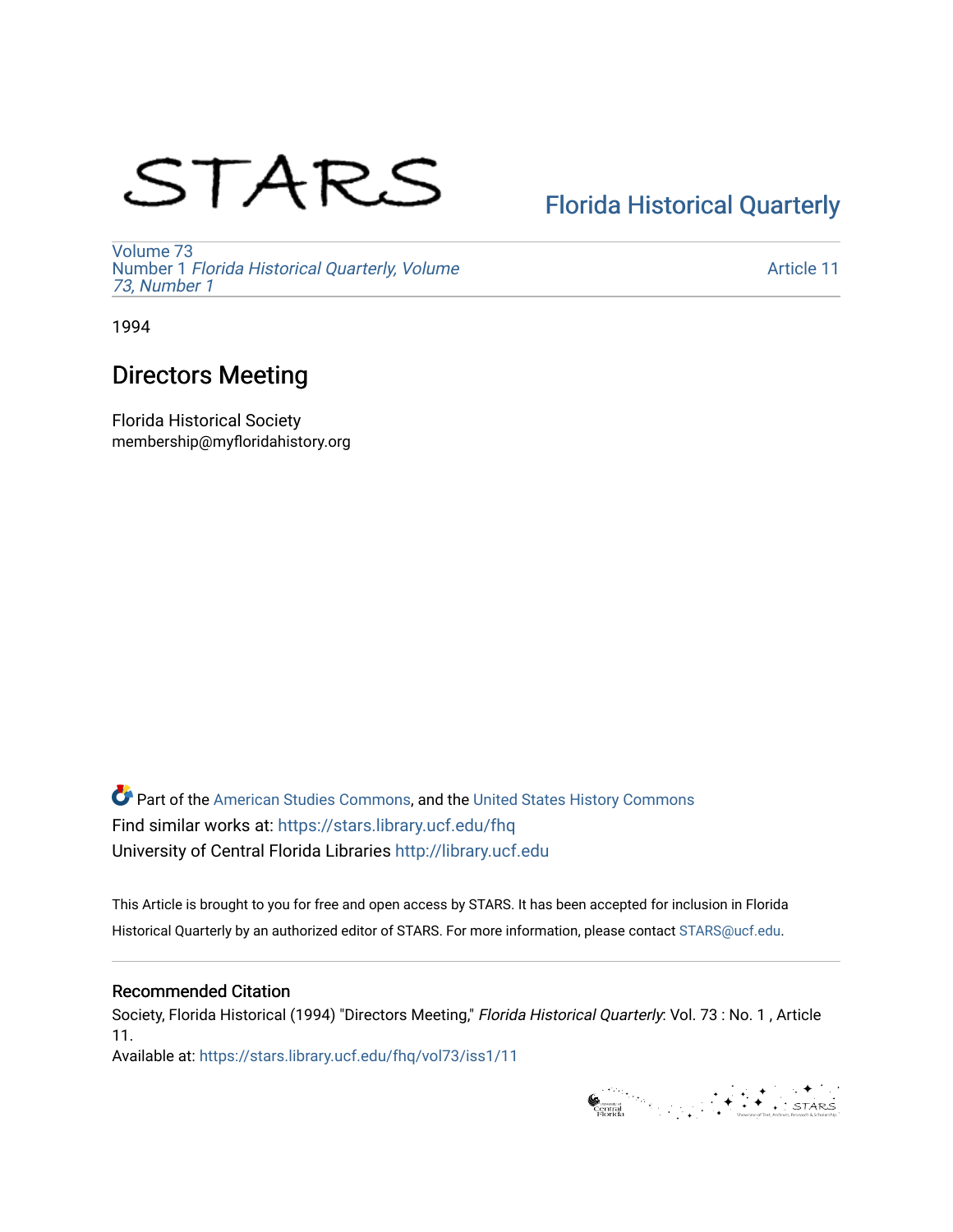STARS

Florida Historical Quarterly

Volume 73
Number 1 *Florida Historical Quarterly, Volume 73, Number 1*

Article 11

1994

# Directors Meeting

Florida Historical Society
membership@myfloridahistory.org

Part of the American Studies Commons, and the United States History Commons
Find similar works at: https://stars.library.ucf.edu/fhq
University of Central Florida Libraries http://library.ucf.edu

This Article is brought to you for free and open access by STARS. It has been accepted for inclusion in Florida Historical Quarterly by an authorized editor of STARS. For more information, please contact STARS@ucf.edu.

## Recommended Citation

Society, Florida Historical (1994) "Directors Meeting," *Florida Historical Quarterly*: Vol. 73 : No. 1 , Article 11.
Available at: https://stars.library.ucf.edu/fhq/vol73/iss1/11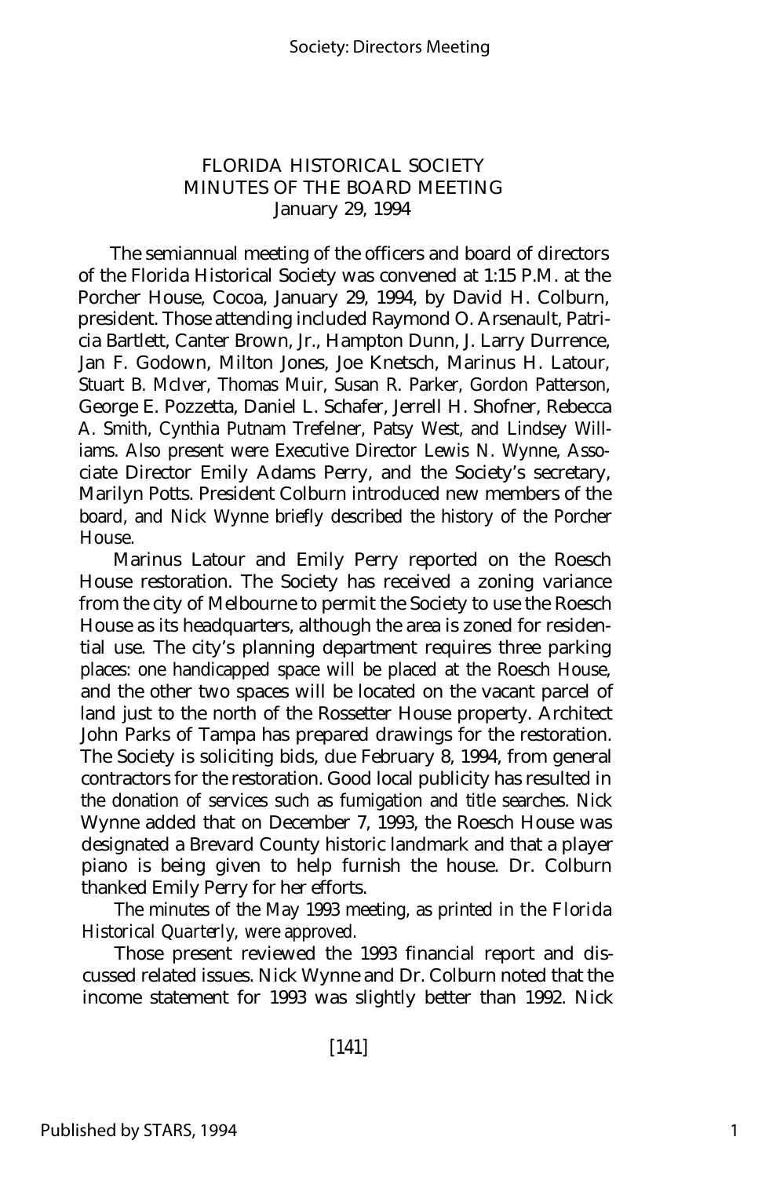# FLORIDA HISTORICAL SOCIETY
## MINUTES OF THE BOARD MEETING
### January 29, 1994

The semiannual meeting of the officers and board of directors of the Florida Historical Society was convened at 1:15 P.M. at the Porcher House, Cocoa, January 29, 1994, by David H. Colburn, president. Those attending included Raymond O. Arsenault, Patricia Bartlett, Canter Brown, Jr., Hampton Dunn, J. Larry Durrence, Jan F. Godown, Milton Jones, Joe Knetsch, Marinus H. Latour, Stuart B. McIver, Thomas Muir, Susan R. Parker, Gordon Patterson, George E. Pozzetta, Daniel L. Schafer, Jerrell H. Shofner, Rebecca A. Smith, Cynthia Putnam Trefelner, Patsy West, and Lindsey Williams. Also present were Executive Director Lewis N. Wynne, Associate Director Emily Adams Perry, and the Society's secretary, Marilyn Potts. President Colburn introduced new members of the board, and Nick Wynne briefly described the history of the Porcher House.

Marinus Latour and Emily Perry reported on the Roesch House restoration. The Society has received a zoning variance from the city of Melbourne to permit the Society to use the Roesch House as its headquarters, although the area is zoned for residential use. The city's planning department requires three parking places: one handicapped space will be placed at the Roesch House, and the other two spaces will be located on the vacant parcel of land just to the north of the Rossetter House property. Architect John Parks of Tampa has prepared drawings for the restoration. The Society is soliciting bids, due February 8, 1994, from general contractors for the restoration. Good local publicity has resulted in the donation of services such as fumigation and title searches. Nick Wynne added that on December 7, 1993, the Roesch House was designated a Brevard County historic landmark and that a player piano is being given to help furnish the house. Dr. Colburn thanked Emily Perry for her efforts.

The minutes of the May 1993 meeting, as printed in the *Florida Historical Quarterly*, were approved.

Those present reviewed the 1993 financial report and discussed related issues. Nick Wynne and Dr. Colburn noted that the income statement for 1993 was slightly better than 1992. Nick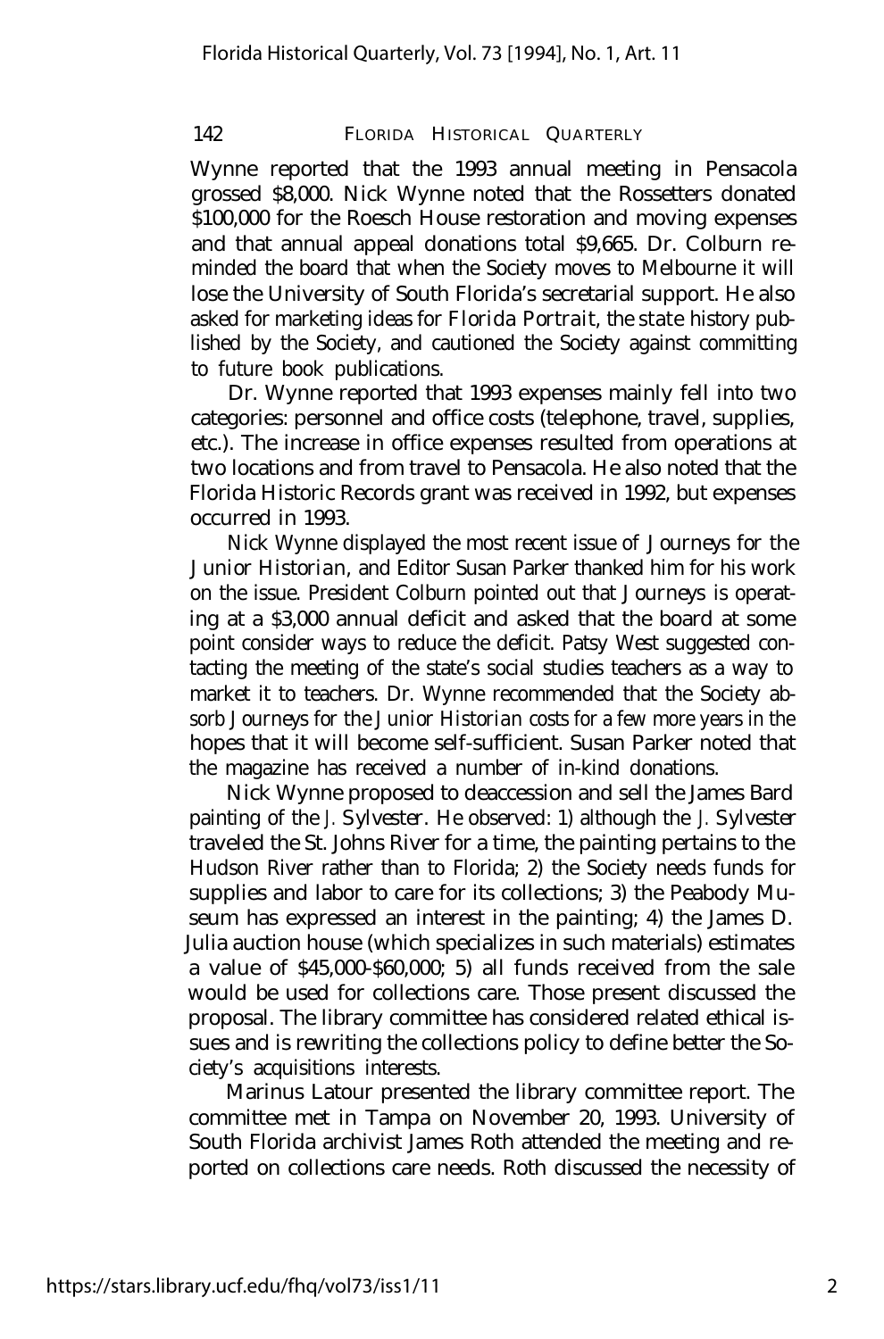Wynne reported that the 1993 annual meeting in Pensacola grossed $8,000. Nick Wynne noted that the Rossetters donated $100,000 for the Roesch House restoration and moving expenses and that annual appeal donations total $9,665. Dr. Colburn reminded the board that when the Society moves to Melbourne it will lose the University of South Florida's secretarial support. He also asked for marketing ideas for *Florida Portrait*, the state history published by the Society, and cautioned the Society against committing to future book publications.

Dr. Wynne reported that 1993 expenses mainly fell into two categories: personnel and office costs (telephone, travel, supplies, etc.). The increase in office expenses resulted from operations at two locations and from travel to Pensacola. He also noted that the Florida Historic Records grant was received in 1992, but expenses occurred in 1993.

Nick Wynne displayed the most recent issue of *Journeys for the Junior Historian*, and Editor Susan Parker thanked him for his work on the issue. President Colburn pointed out that *Journeys* is operating at a $3,000 annual deficit and asked that the board at some point consider ways to reduce the deficit. Patsy West suggested contacting the meeting of the state's social studies teachers as a way to market it to teachers. Dr. Wynne recommended that the Society absorb *Journeys for the Junior Historian* costs for a few more years in the hopes that it will become self-sufficient. Susan Parker noted that the magazine has received a number of in-kind donations.

Nick Wynne proposed to deaccession and sell the James Bard painting of the *J. Sylvester*. He observed: 1) although the *J. Sylvester* traveled the St. Johns River for a time, the painting pertains to the Hudson River rather than to Florida; 2) the Society needs funds for supplies and labor to care for its collections; 3) the Peabody Museum has expressed an interest in the painting; 4) the James D. Julia auction house (which specializes in such materials) estimates a value of $45,000-$60,000; 5) all funds received from the sale would be used for collections care. Those present discussed the proposal. The library committee has considered related ethical issues and is rewriting the collections policy to define better the Society's acquisitions interests.

Marinus Latour presented the library committee report. The committee met in Tampa on November 20, 1993. University of South Florida archivist James Roth attended the meeting and reported on collections care needs. Roth discussed the necessity of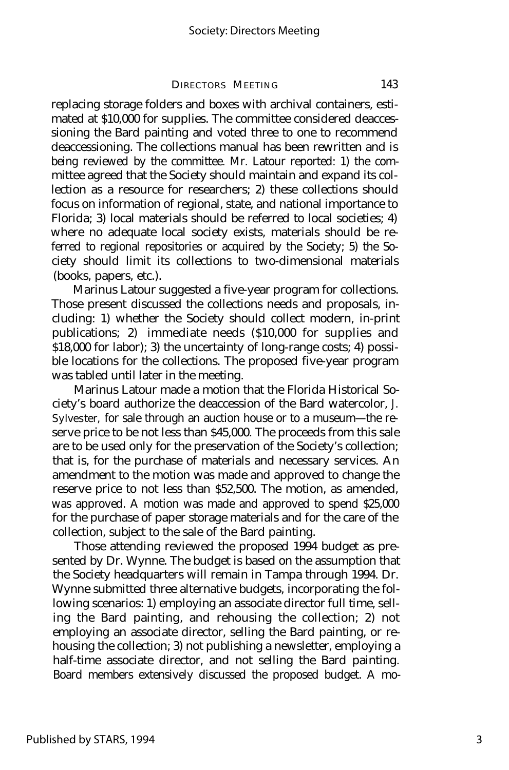replacing storage folders and boxes with archival containers, estimated at $10,000 for supplies. The committee considered deaccessioning the Bard painting and voted three to one to recommend deaccessioning. The collections manual has been rewritten and is being reviewed by the committee. Mr. Latour reported: 1) the committee agreed that the Society should maintain and expand its collection as a resource for researchers; 2) these collections should focus on information of regional, state, and national importance to Florida; 3) local materials should be referred to local societies; 4) where no adequate local society exists, materials should be referred to regional repositories or acquired by the Society; 5) the Society should limit its collections to two-dimensional materials (books, papers, etc.).

Marinus Latour suggested a five-year program for collections. Those present discussed the collections needs and proposals, including: 1) whether the Society should collect modern, in-print publications; 2) immediate needs ($10,000 for supplies and $18,000 for labor); 3) the uncertainty of long-range costs; 4) possible locations for the collections. The proposed five-year program was tabled until later in the meeting.

Marinus Latour made a motion that the Florida Historical Society's board authorize the deaccession of the Bard watercolor, *J. Sylvester,* for sale through an auction house or to a museum—the reserve price to be not less than $45,000. The proceeds from this sale are to be used only for the preservation of the Society's collection; that is, for the purchase of materials and necessary services. An amendment to the motion was made and approved to change the reserve price to not less than $52,500. The motion, as amended, was approved. A motion was made and approved to spend $25,000 for the purchase of paper storage materials and for the care of the collection, subject to the sale of the Bard painting.

Those attending reviewed the proposed 1994 budget as presented by Dr. Wynne. The budget is based on the assumption that the Society headquarters will remain in Tampa through 1994. Dr. Wynne submitted three alternative budgets, incorporating the following scenarios: 1) employing an associate director full time, selling the Bard painting, and rehousing the collection; 2) not employing an associate director, selling the Bard painting, or rehousing the collection; 3) not publishing a newsletter, employing a half-time associate director, and not selling the Bard painting. Board members extensively discussed the proposed budget. A mo-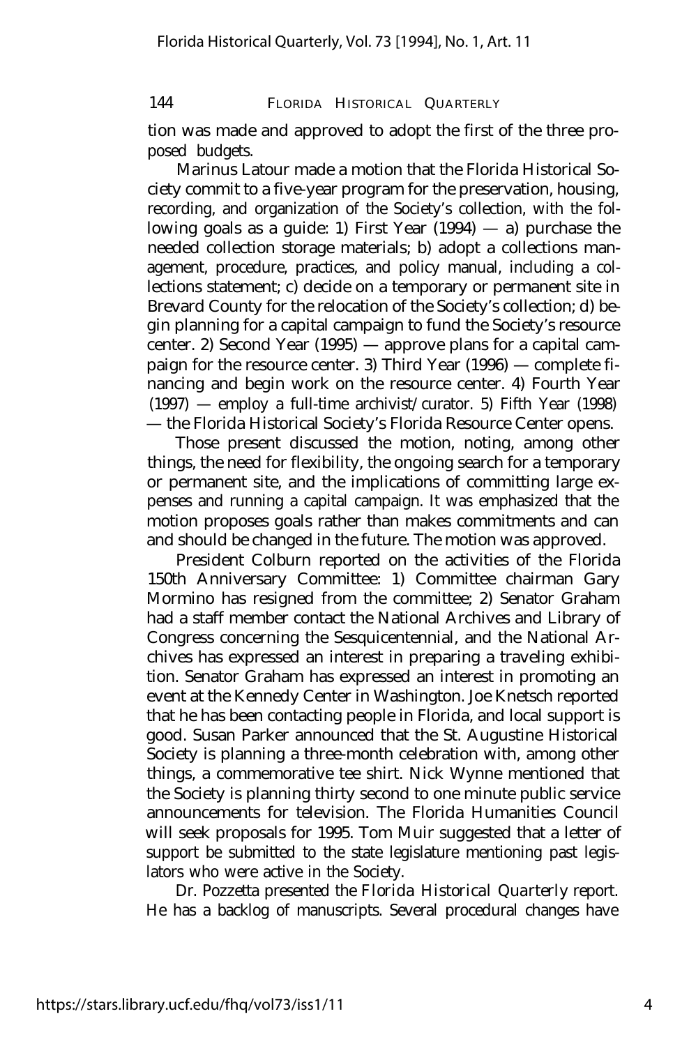tion was made and approved to adopt the first of the three proposed budgets.

Marinus Latour made a motion that the Florida Historical Society commit to a five-year program for the preservation, housing, recording, and organization of the Society's collection, with the following goals as a guide: 1) First Year (1994) — a) purchase the needed collection storage materials; b) adopt a collections management, procedure, practices, and policy manual, including a collections statement; c) decide on a temporary or permanent site in Brevard County for the relocation of the Society's collection; d) begin planning for a capital campaign to fund the Society's resource center. 2) Second Year (1995) — approve plans for a capital campaign for the resource center. 3) Third Year (1996) — complete financing and begin work on the resource center. 4) Fourth Year (1997) — employ a full-time archivist/curator. 5) Fifth Year (1998) — the Florida Historical Society's Florida Resource Center opens.

Those present discussed the motion, noting, among other things, the need for flexibility, the ongoing search for a temporary or permanent site, and the implications of committing large expenses and running a capital campaign. It was emphasized that the motion proposes goals rather than makes commitments and can and should be changed in the future. The motion was approved.

President Colburn reported on the activities of the Florida 150th Anniversary Committee: 1) Committee chairman Gary Mormino has resigned from the committee; 2) Senator Graham had a staff member contact the National Archives and Library of Congress concerning the Sesquicentennial, and the National Archives has expressed an interest in preparing a traveling exhibition. Senator Graham has expressed an interest in promoting an event at the Kennedy Center in Washington. Joe Knetsch reported that he has been contacting people in Florida, and local support is good. Susan Parker announced that the St. Augustine Historical Society is planning a three-month celebration with, among other things, a commemorative tee shirt. Nick Wynne mentioned that the Society is planning thirty second to one minute public service announcements for television. The Florida Humanities Council will seek proposals for 1995. Tom Muir suggested that a letter of support be submitted to the state legislature mentioning past legislators who were active in the Society.

Dr. Pozzetta presented the *Florida Historical Quarterly* report. He has a backlog of manuscripts. Several procedural changes have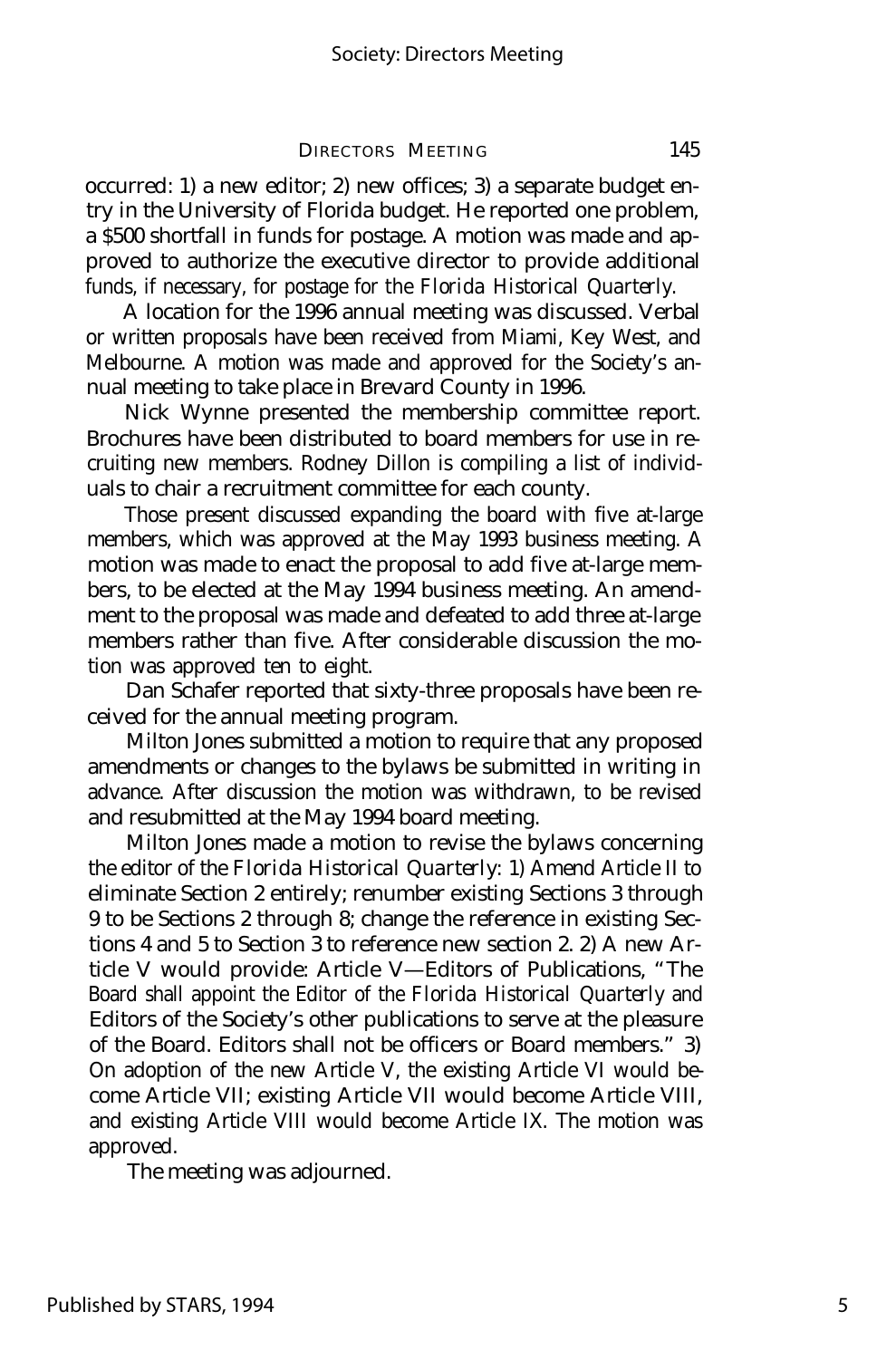occurred: 1) a new editor; 2) new offices; 3) a separate budget entry in the University of Florida budget. He reported one problem, a $500 shortfall in funds for postage. A motion was made and approved to authorize the executive director to provide additional funds, if necessary, for postage for the *Florida Historical Quarterly*.

A location for the 1996 annual meeting was discussed. Verbal or written proposals have been received from Miami, Key West, and Melbourne. A motion was made and approved for the Society's annual meeting to take place in Brevard County in 1996.

Nick Wynne presented the membership committee report. Brochures have been distributed to board members for use in recruiting new members. Rodney Dillon is compiling a list of individuals to chair a recruitment committee for each county.

Those present discussed expanding the board with five at-large members, which was approved at the May 1993 business meeting. A motion was made to enact the proposal to add five at-large members, to be elected at the May 1994 business meeting. An amendment to the proposal was made and defeated to add three at-large members rather than five. After considerable discussion the motion was approved ten to eight.

Dan Schafer reported that sixty-three proposals have been received for the annual meeting program.

Milton Jones submitted a motion to require that any proposed amendments or changes to the bylaws be submitted in writing in advance. After discussion the motion was withdrawn, to be revised and resubmitted at the May 1994 board meeting.

Milton Jones made a motion to revise the bylaws concerning the editor of the *Florida Historical Quarterly*: 1) Amend Article II to eliminate Section 2 entirely; renumber existing Sections 3 through 9 to be Sections 2 through 8; change the reference in existing Sections 4 and 5 to Section 3 to reference new section 2. 2) A new Article V would provide: Article V—Editors of Publications, "The Board shall appoint the Editor of the *Florida Historical Quarterly* and Editors of the Society's other publications to serve at the pleasure of the Board. Editors shall not be officers or Board members." 3) On adoption of the new Article V, the existing Article VI would become Article VII; existing Article VII would become Article VIII, and existing Article VIII would become Article IX. The motion was approved.

The meeting was adjourned.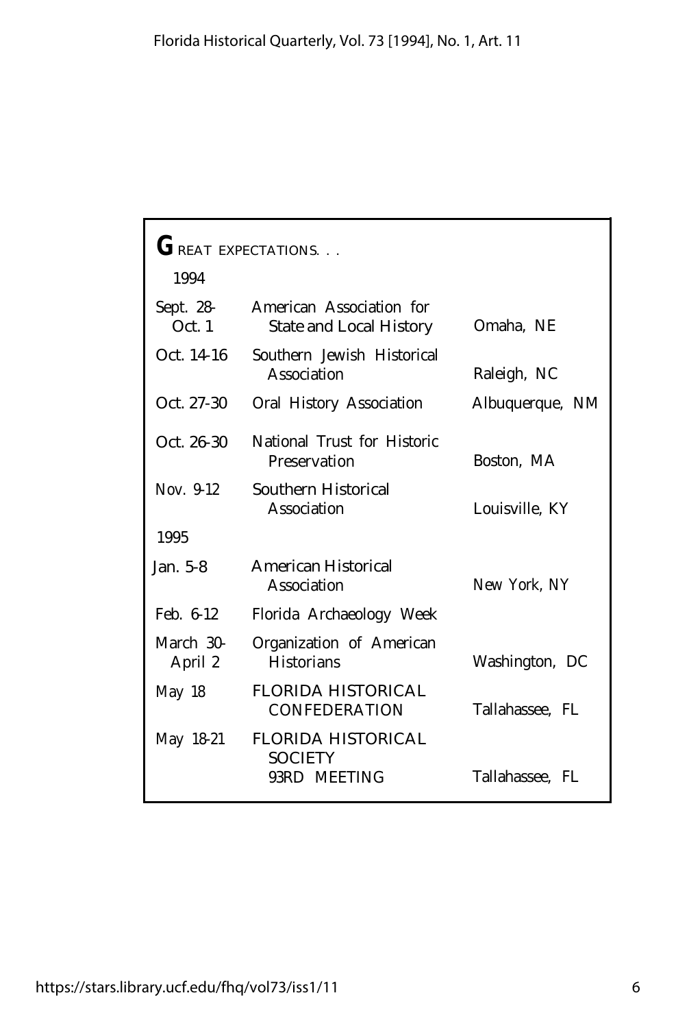## GREAT EXPECTATIONS. . .

| | | |
|---|---|---|
| **1994** | | |
| Sept. 28-Oct. 1 | American Association for State and Local History | Omaha, NE |
| Oct. 14-16 | Southern Jewish Historical Association | Raleigh, NC |
| Oct. 27-30 | Oral History Association | Albuquerque, NM |
| Oct. 26-30 | National Trust for Historic Preservation | Boston, MA |
| Nov. 9-12 | Southern Historical Association | Louisville, KY |
| **1995** | | |
| Jan. 5-8 | American Historical Association | New York, NY |
| Feb. 6-12 | Florida Archaeology Week | |
| March 30-April 2 | Organization of American Historians | Washington, DC |
| May 18 | FLORIDA HISTORICAL CONFEDERATION | Tallahassee, FL |
| May 18-21 | FLORIDA HISTORICAL SOCIETY 93RD MEETING | Tallahassee, FL |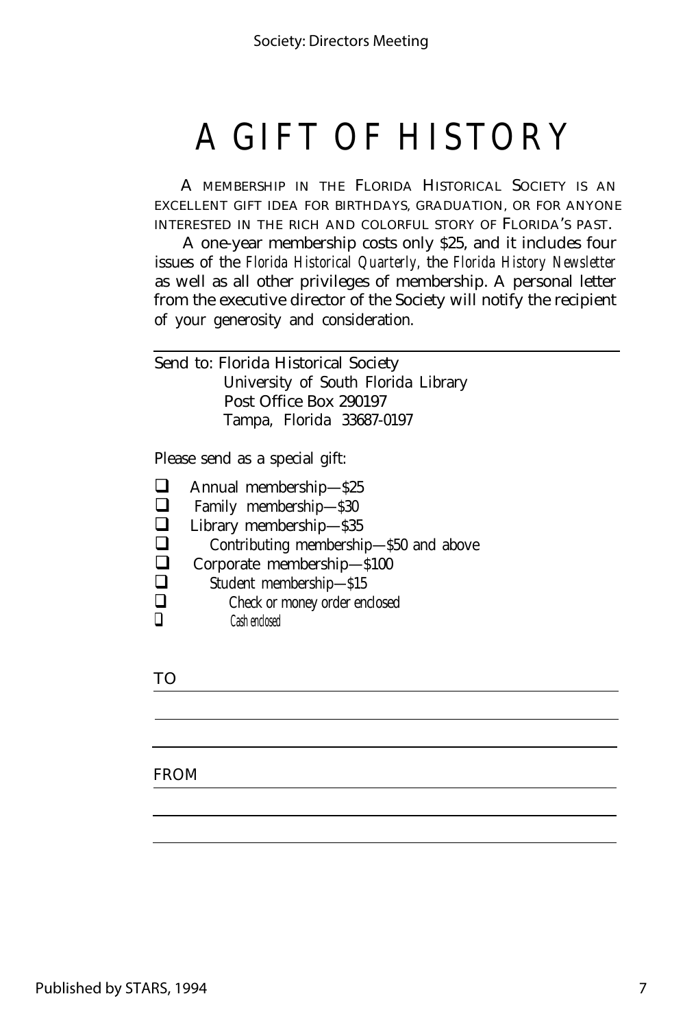# A GIFT OF HISTORY

A MEMBERSHIP IN THE FLORIDA HISTORICAL SOCIETY IS AN EXCELLENT GIFT IDEA FOR BIRTHDAYS, GRADUATION, OR FOR ANYONE INTERESTED IN THE RICH AND COLORFUL STORY OF FLORIDA'S PAST.

A one-year membership costs only $25, and it includes four issues of the *Florida Historical Quarterly,* the *Florida History Newsletter* as well as all other privileges of membership. A personal letter from the executive director of the Society will notify the recipient of your generosity and consideration.

---

Send to: Florida Historical Society
University of South Florida Library
Post Office Box 290197
Tampa, Florida 33687-0197

Please send as a special gift:

- ☐ Annual membership—$25
- ☐ Family membership—$30
- ☐ Library membership—$35
- ☐ Contributing membership—$50 and above
- ☐ Corporate membership—$100
- ☐ Student membership—$15
- ☐ Check or money order enclosed
- ☐ Cash enclosed

TO ____________________________________________

________________________________________________

________________________________________________

FROM __________________________________________

________________________________________________

________________________________________________